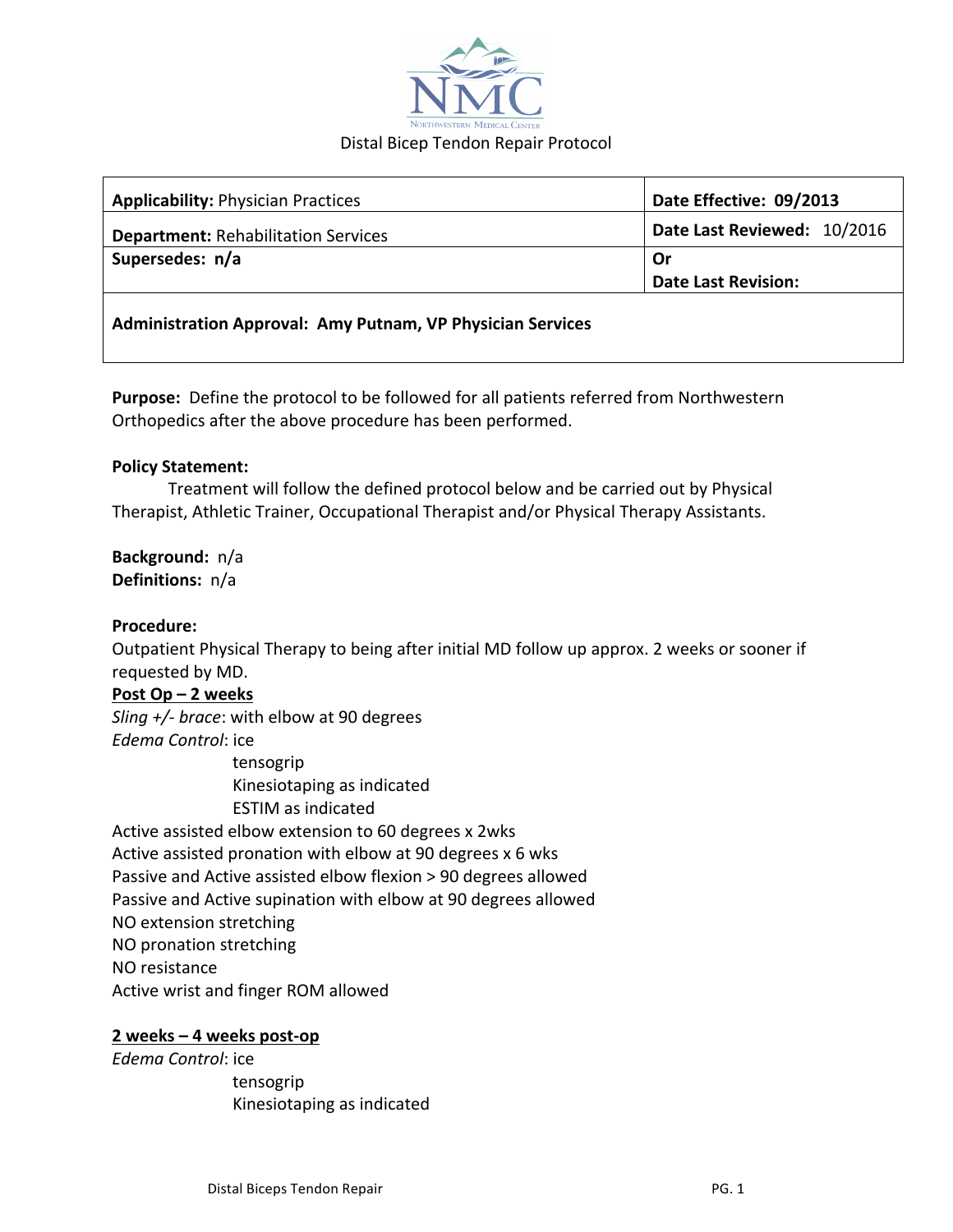NMC

NORTHWESTERN MEDICAL CENTER

Distal Bicep Tendon Repair Protocol

| **Applicability:** Physician Practices | **Date Effective: 09/2013** |
|---|---|
| **Department:** Rehabilitation Services | **Date Last Reviewed:** 10/2016 |
| **Supersedes: n/a** | **Or Date Last Revision:** |
| **Administration Approval: Amy Putnam, VP Physician Services** | |

**Purpose:** Define the protocol to be followed for all patients referred from Northwestern Orthopedics after the above procedure has been performed.

**Policy Statement:**

Treatment will follow the defined protocol below and be carried out by Physical Therapist, Athletic Trainer, Occupational Therapist and/or Physical Therapy Assistants.

**Background:** n/a

**Definitions:** n/a

**Procedure:**

Outpatient Physical Therapy to being after initial MD follow up approx. 2 weeks or sooner if requested by MD.

**Post Op – 2 weeks**

*Sling +/- brace*: with elbow at 90 degrees

*Edema Control*: ice
tensogrip
Kinesiotaping as indicated
ESTIM as indicated

Active assisted elbow extension to 60 degrees x 2wks

Active assisted pronation with elbow at 90 degrees x 6 wks

Passive and Active assisted elbow flexion > 90 degrees allowed

Passive and Active supination with elbow at 90 degrees allowed

NO extension stretching

NO pronation stretching

NO resistance

Active wrist and finger ROM allowed

**2 weeks – 4 weeks post-op**

*Edema Control*: ice
tensogrip
Kinesiotaping as indicated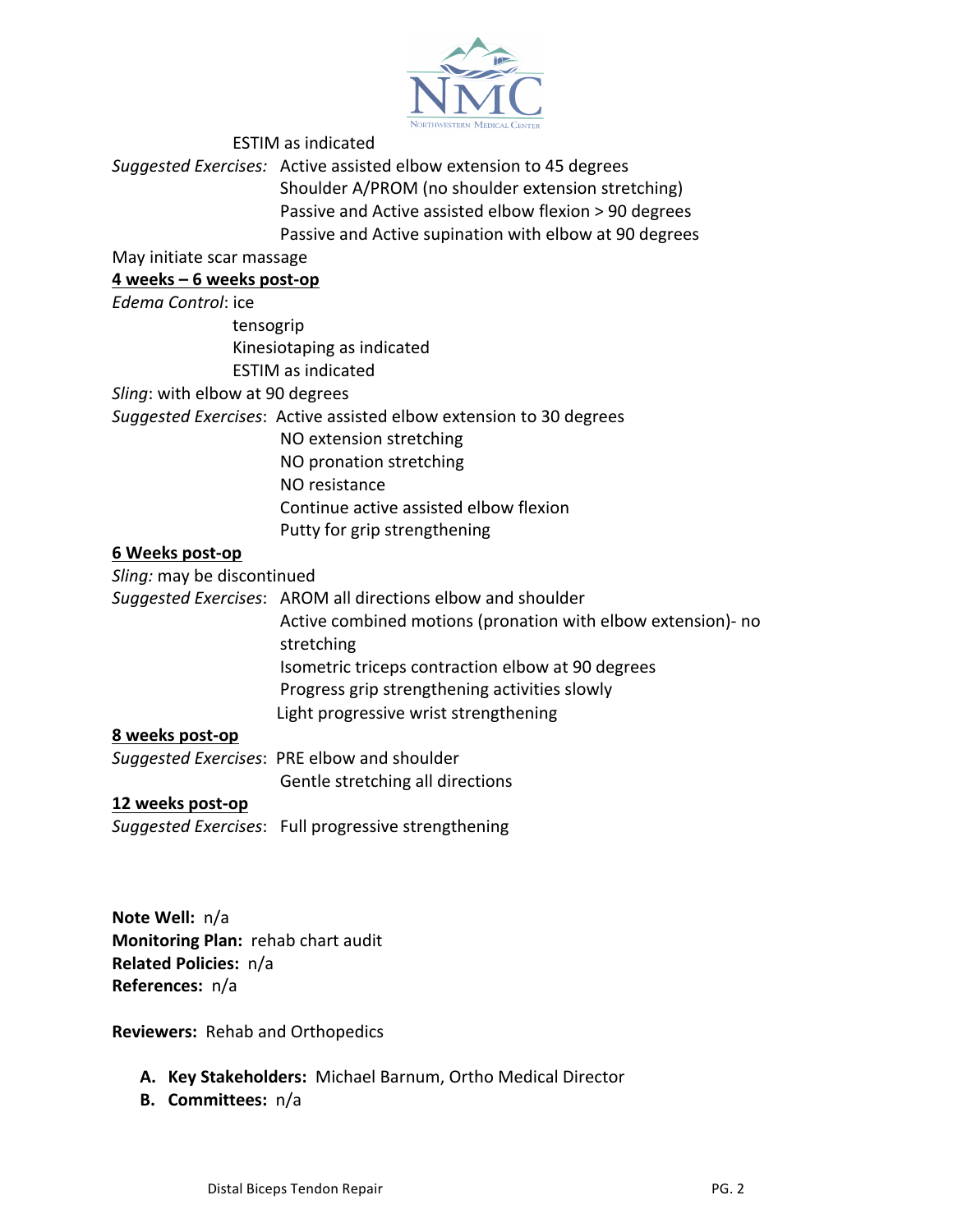ESTIM as indicated

*Suggested Exercises:* Active assisted elbow extension to 45 degrees
Shoulder A/PROM (no shoulder extension stretching)
Passive and Active assisted elbow flexion > 90 degrees
Passive and Active supination with elbow at 90 degrees

May initiate scar massage

**4 weeks – 6 weeks post-op**

*Edema Control*: ice
tensogrip
Kinesiotaping as indicated
ESTIM as indicated

*Sling*: with elbow at 90 degrees

*Suggested Exercises*: Active assisted elbow extension to 30 degrees
NO extension stretching
NO pronation stretching
NO resistance
Continue active assisted elbow flexion
Putty for grip strengthening

**6 Weeks post-op**

*Sling:* may be discontinued

*Suggested Exercises*: AROM all directions elbow and shoulder
Active combined motions (pronation with elbow extension)- no stretching
Isometric triceps contraction elbow at 90 degrees
Progress grip strengthening activities slowly
Light progressive wrist strengthening

**8 weeks post-op**

*Suggested Exercises*: PRE elbow and shoulder
Gentle stretching all directions

**12 weeks post-op**

*Suggested Exercises*: Full progressive strengthening

**Note Well:** n/a
**Monitoring Plan:** rehab chart audit
**Related Policies:** n/a
**References:** n/a

**Reviewers:** Rehab and Orthopedics

A. **Key Stakeholders:** Michael Barnum, Ortho Medical Director
B. **Committees:** n/a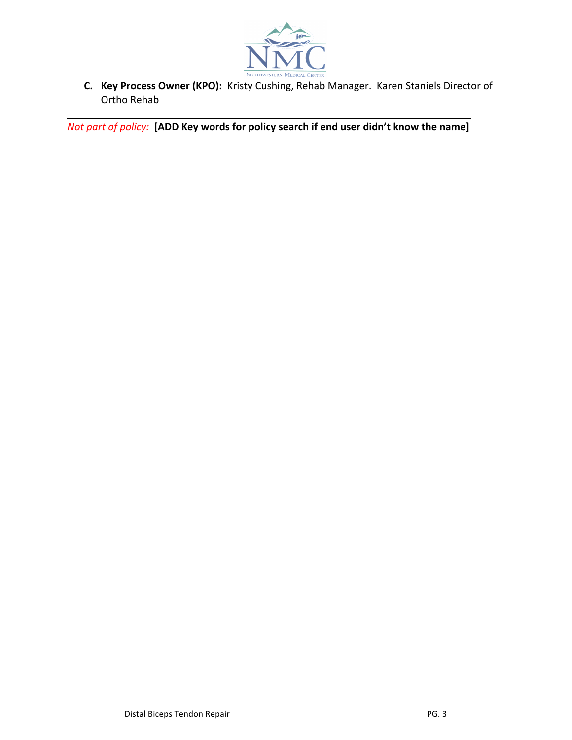C. **Key Process Owner (KPO):** Kristy Cushing, Rehab Manager. Karen Staniels Director of Ortho Rehab

---

*Not part of policy:* **[ADD Key words for policy search if end user didn't know the name]**